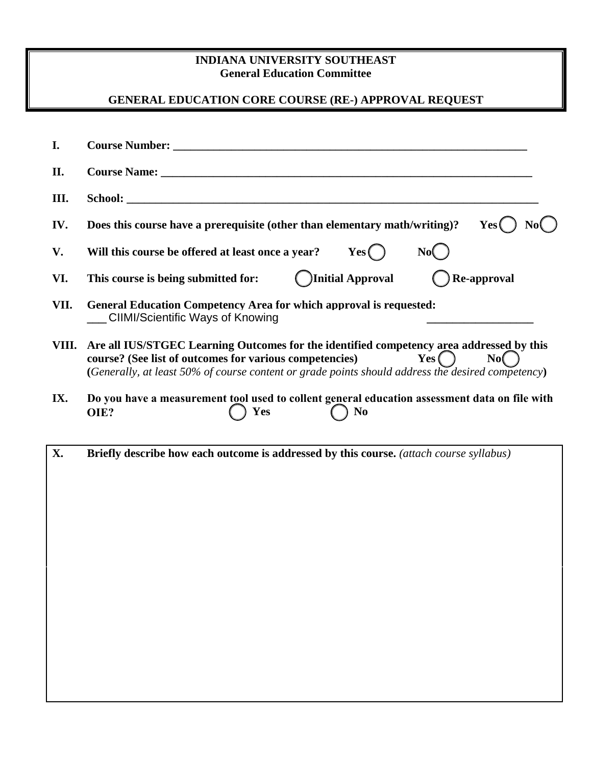**INDIANA UNIVERSITY SOUTHEAST**
**General Education Committee**

**GENERAL EDUCATION CORE COURSE (RE-) APPROVAL REQUEST**

**I. Course Number:** ______________________________________________

**II. Course Name:** ______________________________________________

**III. School:** ______________________________________________

**IV. Does this course have a prerequisite (other than elementary math/writing)?** Yes ◯ No ◯

**V. Will this course be offered at least once a year?** Yes ◯ No ◯

**VI. This course is being submitted for:** ◯ Initial Approval ◯ Re-approval

**VII. General Education Competency Area for which approval is requested:**
___ CIIMI/Scientific Ways of Knowing ______________

**VIII. Are all IUS/STGEC Learning Outcomes for the identified competency area addressed by this course? (See list of outcomes for various competencies)** Yes ◯ No ◯
**(***Generally, at least 50% of course content or grade points should address the desired competency***)**

**IX. Do you have a measurement tool used to collent general education assessment data on file with OIE?** ◯ Yes ◯ No

**X. Briefly describe how each outcome is addressed by this course.** *(attach course syllabus)*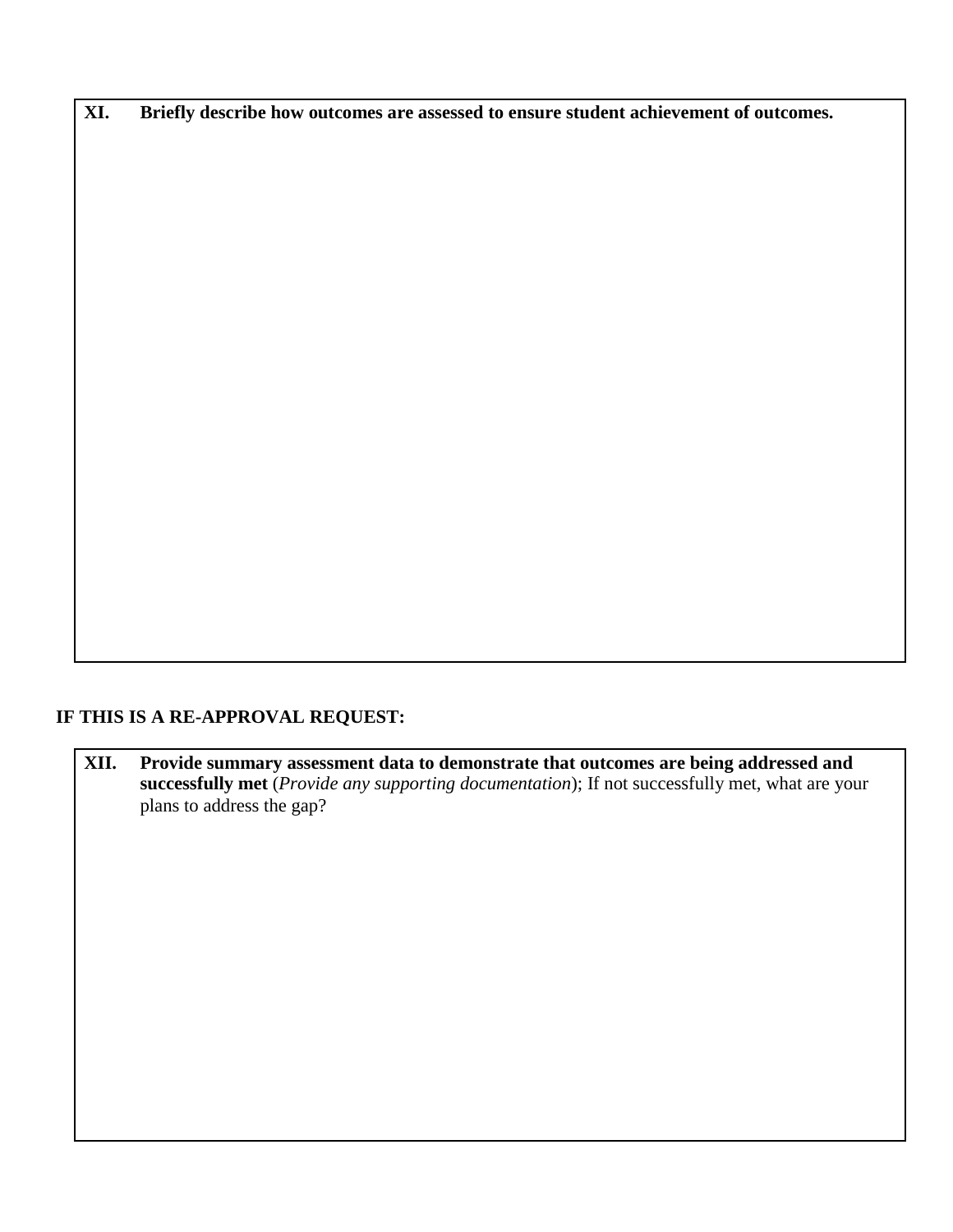**XI. Briefly describe how outcomes are assessed to ensure student achievement of outcomes.**

**IF THIS IS A RE-APPROVAL REQUEST:**

**XII. Provide summary assessment data to demonstrate that outcomes are being addressed and successfully met** (*Provide any supporting documentation*); If not successfully met, what are your plans to address the gap?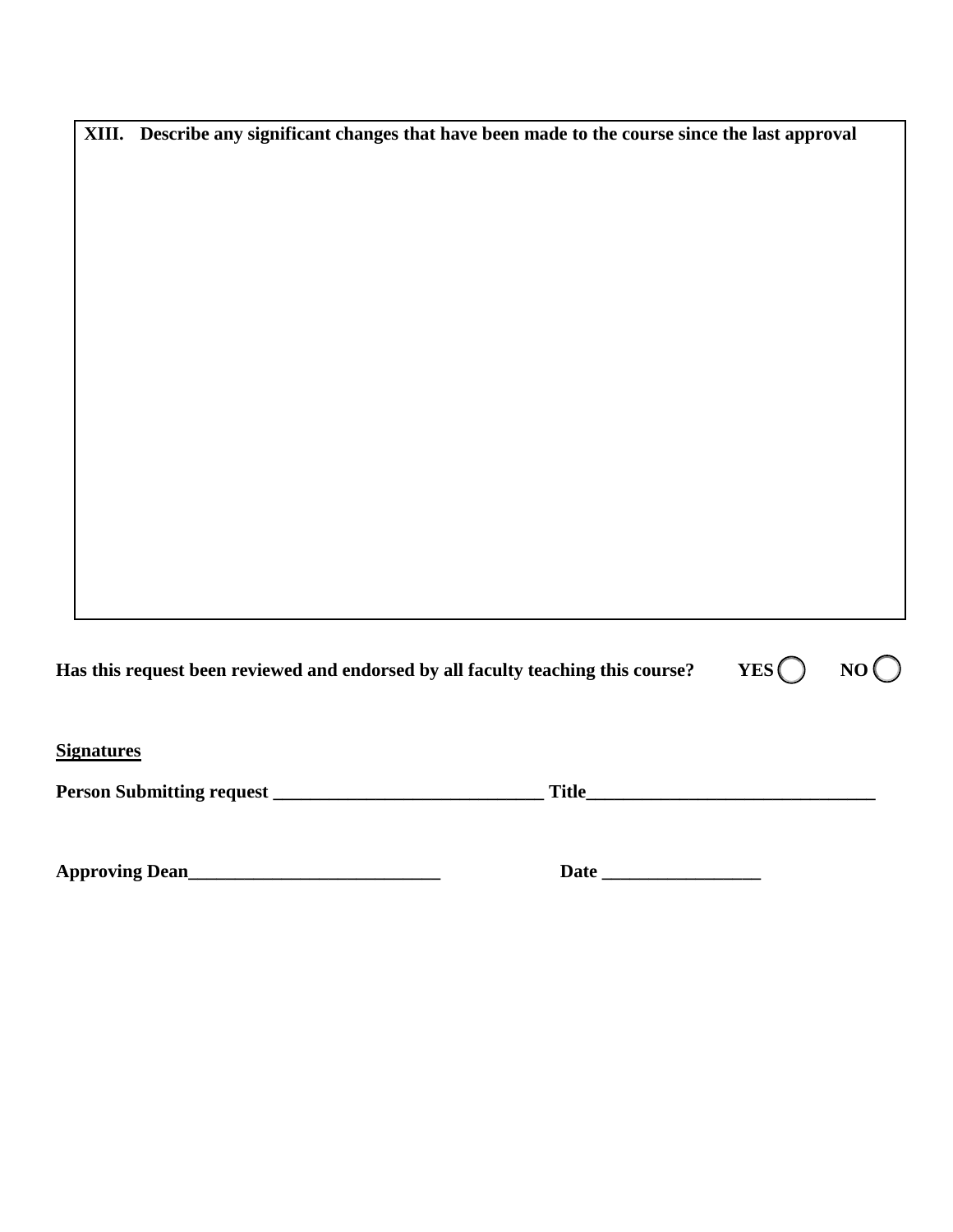**XIII. Describe any significant changes that have been made to the course since the last approval**

**Has this request been reviewed and endorsed by all faculty teaching this course? YES ◯ NO ◯**

**Signatures**

**Person Submitting request _____________________________ Title_______________________________**

**Approving Dean___________________________ Date _________________**